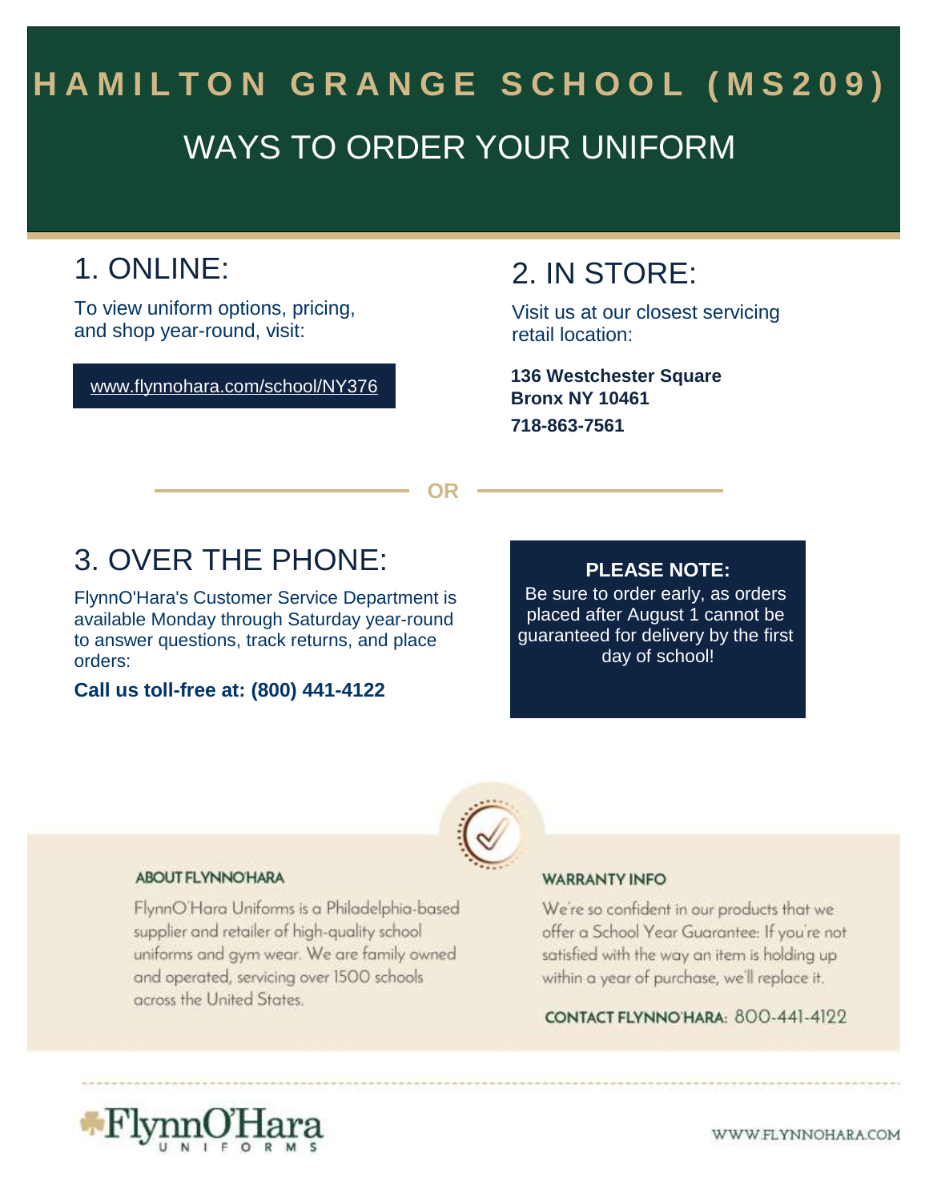# HAMILTON GRANGE SCHOOL (MS209)

## WAYS TO ORDER YOUR UNIFORM

## 1. ONLINE:

To view uniform options, pricing, and shop year-round, visit:

www.flynnohara.com/school/NY376

## 2. IN STORE:

Visit us at our closest servicing retail location:

**136 Westchester Square**
**Bronx NY 10461**
**718-863-7561**

**OR**

## 3. OVER THE PHONE:

FlynnO'Hara's Customer Service Department is available Monday through Saturday year-round to answer questions, track returns, and place orders:

**Call us toll-free at: (800) 441-4122**

**PLEASE NOTE:**
Be sure to order early, as orders placed after August 1 cannot be guaranteed for delivery by the first day of school!

**ABOUT FLYNNO'HARA**

FlynnO'Hara Uniforms is a Philadelphia-based supplier and retailer of high-quality school uniforms and gym wear. We are family owned and operated, servicing over 1500 schools across the United States.

**WARRANTY INFO**

We're so confident in our products that we offer a School Year Guarantee: If you're not satisfied with the way an item is holding up within a year of purchase, we'll replace it.

**CONTACT FLYNNO'HARA:** 800-441-4122

FlynnO'Hara UNIFORMS

WWW.FLYNNOHARA.COM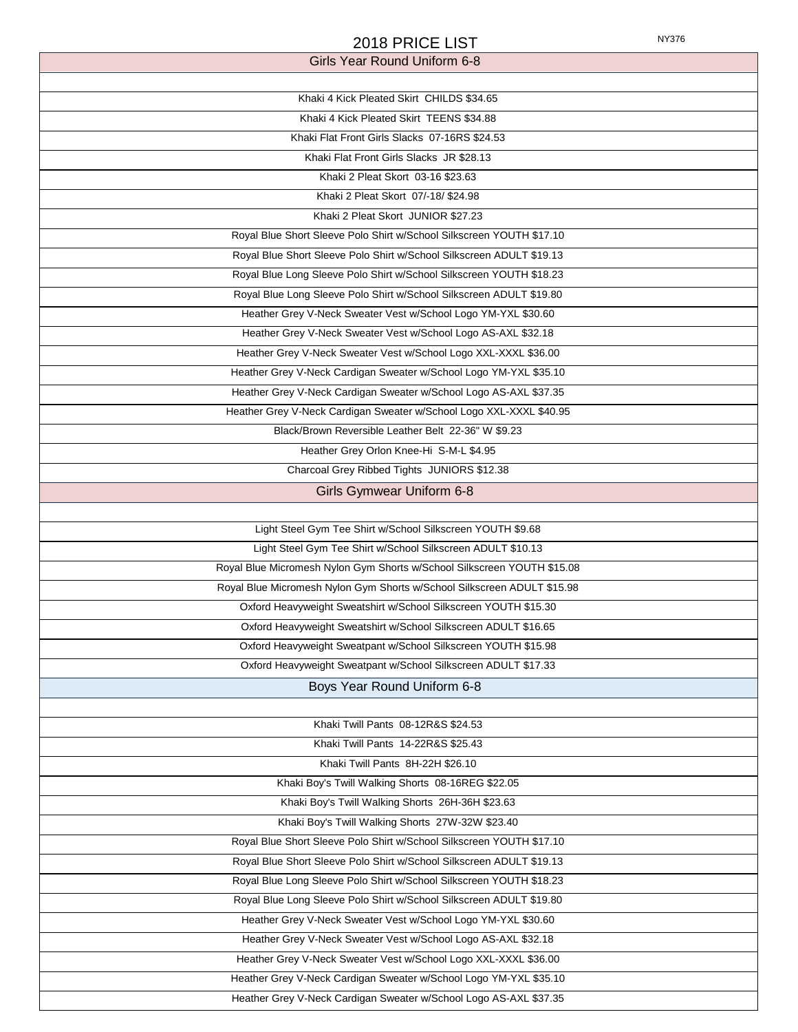# 2018 PRICE LIST

NY376

| Girls Year Round Uniform 6-8 |
|---|
| |
| Khaki 4 Kick Pleated Skirt  CHILDS $34.65 |
| Khaki 4 Kick Pleated Skirt  TEENS $34.88 |
| Khaki Flat Front Girls Slacks  07-16RS $24.53 |
| Khaki Flat Front Girls Slacks  JR $28.13 |
| Khaki 2 Pleat Skort  03-16 $23.63 |
| Khaki 2 Pleat Skort  07/-18/ $24.98 |
| Khaki 2 Pleat Skort  JUNIOR $27.23 |
| Royal Blue Short Sleeve Polo Shirt w/School Silkscreen YOUTH $17.10 |
| Royal Blue Short Sleeve Polo Shirt w/School Silkscreen ADULT $19.13 |
| Royal Blue Long Sleeve Polo Shirt w/School Silkscreen YOUTH $18.23 |
| Royal Blue Long Sleeve Polo Shirt w/School Silkscreen ADULT $19.80 |
| Heather Grey V-Neck Sweater Vest w/School Logo YM-YXL $30.60 |
| Heather Grey V-Neck Sweater Vest w/School Logo AS-AXL $32.18 |
| Heather Grey V-Neck Sweater Vest w/School Logo XXL-XXXL $36.00 |
| Heather Grey V-Neck Cardigan Sweater w/School Logo YM-YXL $35.10 |
| Heather Grey V-Neck Cardigan Sweater w/School Logo AS-AXL $37.35 |
| Heather Grey V-Neck Cardigan Sweater w/School Logo XXL-XXXL $40.95 |
| Black/Brown Reversible Leather Belt  22-36" W $9.23 |
| Heather Grey Orlon Knee-Hi  S-M-L $4.95 |
| Charcoal Grey Ribbed Tights  JUNIORS $12.38 |
| **Girls Gymwear Uniform 6-8** |
| |
| Light Steel Gym Tee Shirt w/School Silkscreen YOUTH $9.68 |
| Light Steel Gym Tee Shirt w/School Silkscreen ADULT $10.13 |
| Royal Blue Micromesh Nylon Gym Shorts w/School Silkscreen YOUTH $15.08 |
| Royal Blue Micromesh Nylon Gym Shorts w/School Silkscreen ADULT $15.98 |
| Oxford Heavyweight Sweatshirt w/School Silkscreen YOUTH $15.30 |
| Oxford Heavyweight Sweatshirt w/School Silkscreen ADULT $16.65 |
| Oxford Heavyweight Sweatpant w/School Silkscreen YOUTH $15.98 |
| Oxford Heavyweight Sweatpant w/School Silkscreen ADULT $17.33 |
| **Boys Year Round Uniform 6-8** |
| |
| Khaki Twill Pants  08-12R&S $24.53 |
| Khaki Twill Pants  14-22R&S $25.43 |
| Khaki Twill Pants  8H-22H $26.10 |
| Khaki Boy's Twill Walking Shorts  08-16REG $22.05 |
| Khaki Boy's Twill Walking Shorts  26H-36H $23.63 |
| Khaki Boy's Twill Walking Shorts  27W-32W $23.40 |
| Royal Blue Short Sleeve Polo Shirt w/School Silkscreen YOUTH $17.10 |
| Royal Blue Short Sleeve Polo Shirt w/School Silkscreen ADULT $19.13 |
| Royal Blue Long Sleeve Polo Shirt w/School Silkscreen YOUTH $18.23 |
| Royal Blue Long Sleeve Polo Shirt w/School Silkscreen ADULT $19.80 |
| Heather Grey V-Neck Sweater Vest w/School Logo YM-YXL $30.60 |
| Heather Grey V-Neck Sweater Vest w/School Logo AS-AXL $32.18 |
| Heather Grey V-Neck Sweater Vest w/School Logo XXL-XXXL $36.00 |
| Heather Grey V-Neck Cardigan Sweater w/School Logo YM-YXL $35.10 |
| Heather Grey V-Neck Cardigan Sweater w/School Logo AS-AXL $37.35 |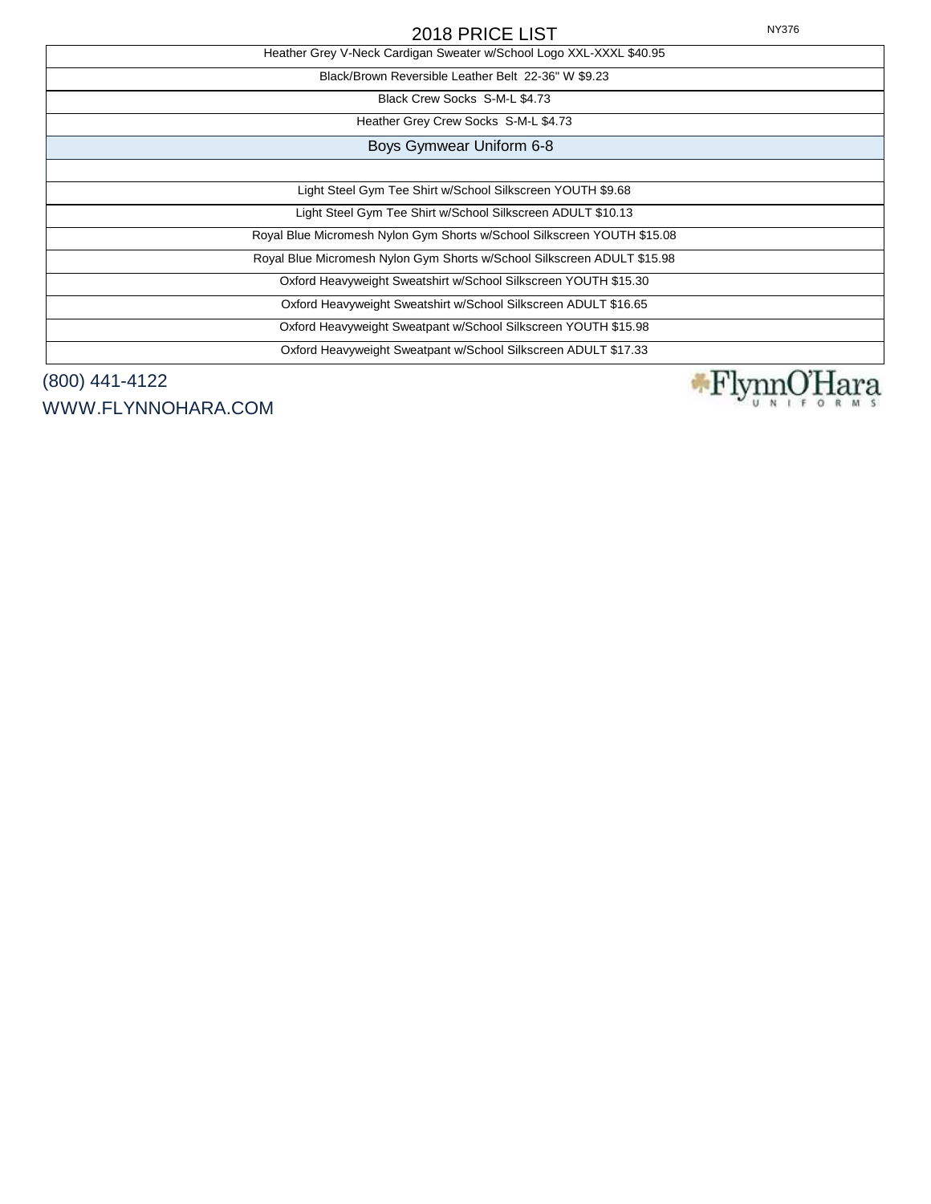# 2018 PRICE LIST

NY376

| |
|---|
| Heather Grey V-Neck Cardigan Sweater w/School Logo XXL-XXXL $40.95 |
| Black/Brown Reversible Leather Belt 22-36" W $9.23 |
| Black Crew Socks S-M-L $4.73 |
| Heather Grey Crew Socks S-M-L $4.73 |
| **Boys Gymwear Uniform 6-8** |
| |
| Light Steel Gym Tee Shirt w/School Silkscreen YOUTH $9.68 |
| Light Steel Gym Tee Shirt w/School Silkscreen ADULT $10.13 |
| Royal Blue Micromesh Nylon Gym Shorts w/School Silkscreen YOUTH $15.08 |
| Royal Blue Micromesh Nylon Gym Shorts w/School Silkscreen ADULT $15.98 |
| Oxford Heavyweight Sweatshirt w/School Silkscreen YOUTH $15.30 |
| Oxford Heavyweight Sweatshirt w/School Silkscreen ADULT $16.65 |
| Oxford Heavyweight Sweatpant w/School Silkscreen YOUTH $15.98 |
| Oxford Heavyweight Sweatpant w/School Silkscreen ADULT $17.33 |

(800) 441-4122

WWW.FLYNNOHARA.COM

FlynnO'Hara UNIFORMS